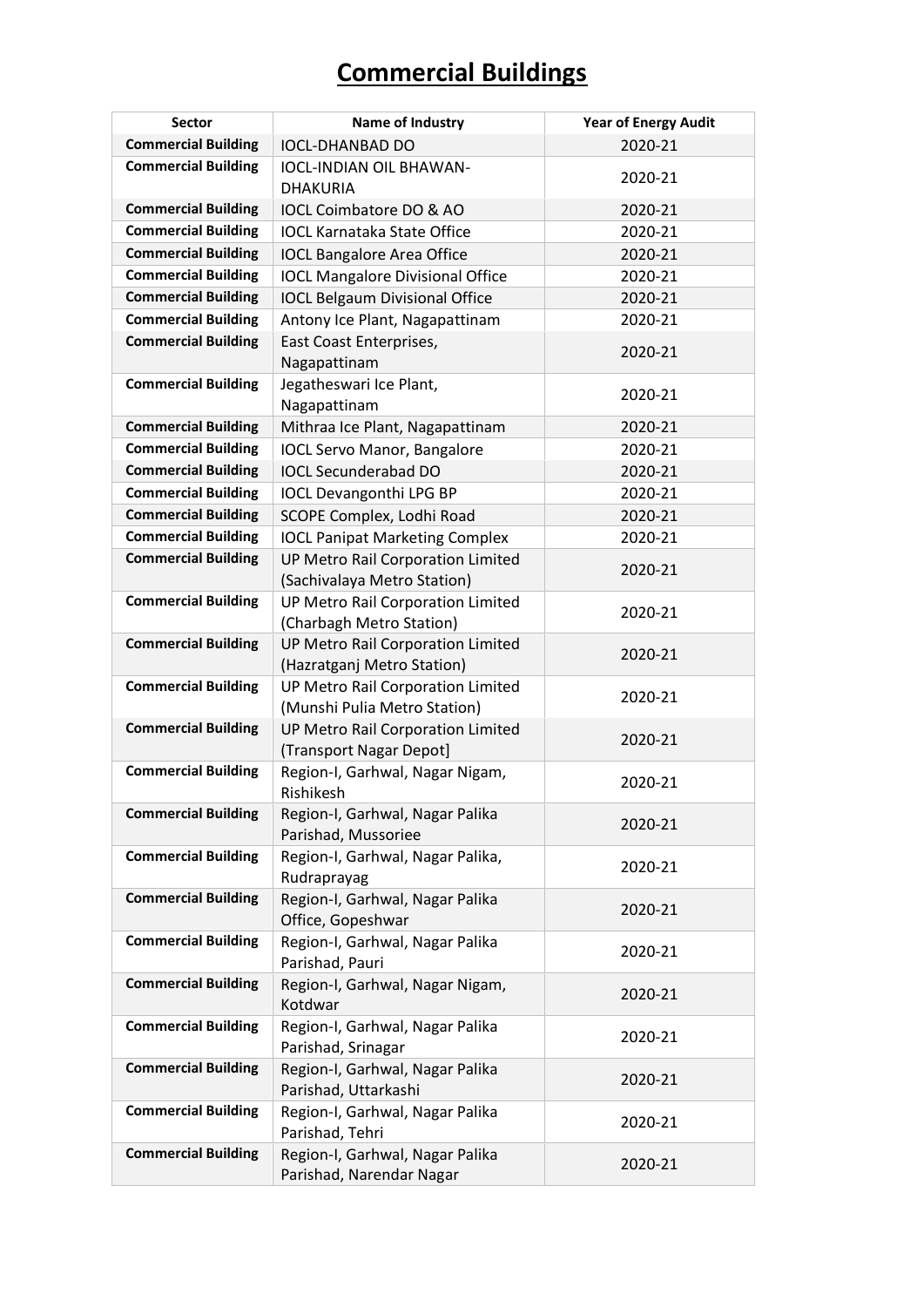# Commercial Buildings

| Sector | Name of Industry | Year of Energy Audit |
|---|---|---|
| **Commercial Building** | IOCL-DHANBAD DO | 2020-21 |
| **Commercial Building** | IOCL-INDIAN OIL BHAWAN-DHAKURIA | 2020-21 |
| **Commercial Building** | IOCL Coimbatore DO & AO | 2020-21 |
| **Commercial Building** | IOCL Karnataka State Office | 2020-21 |
| **Commercial Building** | IOCL Bangalore Area Office | 2020-21 |
| **Commercial Building** | IOCL Mangalore Divisional Office | 2020-21 |
| **Commercial Building** | IOCL Belgaum Divisional Office | 2020-21 |
| **Commercial Building** | Antony Ice Plant, Nagapattinam | 2020-21 |
| **Commercial Building** | East Coast Enterprises, Nagapattinam | 2020-21 |
| **Commercial Building** | Jegatheswari Ice Plant, Nagapattinam | 2020-21 |
| **Commercial Building** | Mithraa Ice Plant, Nagapattinam | 2020-21 |
| **Commercial Building** | IOCL Servo Manor, Bangalore | 2020-21 |
| **Commercial Building** | IOCL Secunderabad DO | 2020-21 |
| **Commercial Building** | IOCL Devangonthi LPG BP | 2020-21 |
| **Commercial Building** | SCOPE Complex, Lodhi Road | 2020-21 |
| **Commercial Building** | IOCL Panipat Marketing Complex | 2020-21 |
| **Commercial Building** | UP Metro Rail Corporation Limited (Sachivalaya Metro Station) | 2020-21 |
| **Commercial Building** | UP Metro Rail Corporation Limited (Charbagh Metro Station) | 2020-21 |
| **Commercial Building** | UP Metro Rail Corporation Limited (Hazratganj Metro Station) | 2020-21 |
| **Commercial Building** | UP Metro Rail Corporation Limited (Munshi Pulia Metro Station) | 2020-21 |
| **Commercial Building** | UP Metro Rail Corporation Limited (Transport Nagar Depot] | 2020-21 |
| **Commercial Building** | Region-I, Garhwal, Nagar Nigam, Rishikesh | 2020-21 |
| **Commercial Building** | Region-I, Garhwal, Nagar Palika Parishad, Mussoriee | 2020-21 |
| **Commercial Building** | Region-I, Garhwal, Nagar Palika, Rudraprayag | 2020-21 |
| **Commercial Building** | Region-I, Garhwal, Nagar Palika Office, Gopeshwar | 2020-21 |
| **Commercial Building** | Region-I, Garhwal, Nagar Palika Parishad, Pauri | 2020-21 |
| **Commercial Building** | Region-I, Garhwal, Nagar Nigam, Kotdwar | 2020-21 |
| **Commercial Building** | Region-I, Garhwal, Nagar Palika Parishad, Srinagar | 2020-21 |
| **Commercial Building** | Region-I, Garhwal, Nagar Palika Parishad, Uttarkashi | 2020-21 |
| **Commercial Building** | Region-I, Garhwal, Nagar Palika Parishad, Tehri | 2020-21 |
| **Commercial Building** | Region-I, Garhwal, Nagar Palika Parishad, Narendar Nagar | 2020-21 |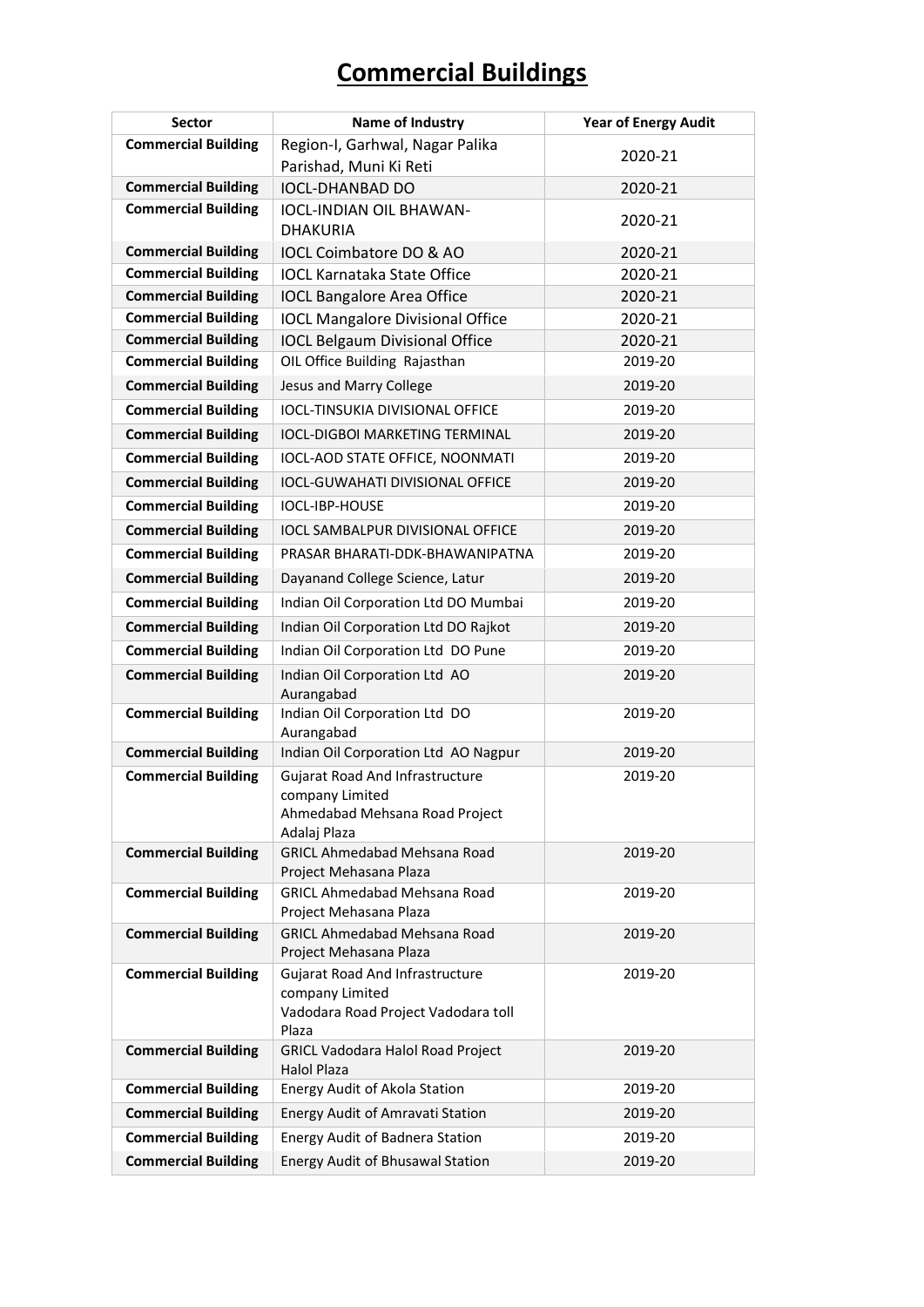# Commercial Buildings

| Sector | Name of Industry | Year of Energy Audit |
|---|---|---|
| **Commercial Building** | Region-I, Garhwal, Nagar Palika Parishad, Muni Ki Reti | 2020-21 |
| **Commercial Building** | IOCL-DHANBAD DO | 2020-21 |
| **Commercial Building** | IOCL-INDIAN OIL BHAWAN-DHAKURIA | 2020-21 |
| **Commercial Building** | IOCL Coimbatore DO & AO | 2020-21 |
| **Commercial Building** | IOCL Karnataka State Office | 2020-21 |
| **Commercial Building** | IOCL Bangalore Area Office | 2020-21 |
| **Commercial Building** | IOCL Mangalore Divisional Office | 2020-21 |
| **Commercial Building** | IOCL Belgaum Divisional Office | 2020-21 |
| **Commercial Building** | OIL Office Building Rajasthan | 2019-20 |
| **Commercial Building** | Jesus and Marry College | 2019-20 |
| **Commercial Building** | IOCL-TINSUKIA DIVISIONAL OFFICE | 2019-20 |
| **Commercial Building** | IOCL-DIGBOI MARKETING TERMINAL | 2019-20 |
| **Commercial Building** | IOCL-AOD STATE OFFICE, NOONMATI | 2019-20 |
| **Commercial Building** | IOCL-GUWAHATI DIVISIONAL OFFICE | 2019-20 |
| **Commercial Building** | IOCL-IBP-HOUSE | 2019-20 |
| **Commercial Building** | IOCL SAMBALPUR DIVISIONAL OFFICE | 2019-20 |
| **Commercial Building** | PRASAR BHARATI-DDK-BHAWANIPATNA | 2019-20 |
| **Commercial Building** | Dayanand College Science, Latur | 2019-20 |
| **Commercial Building** | Indian Oil Corporation Ltd DO Mumbai | 2019-20 |
| **Commercial Building** | Indian Oil Corporation Ltd DO Rajkot | 2019-20 |
| **Commercial Building** | Indian Oil Corporation Ltd DO Pune | 2019-20 |
| **Commercial Building** | Indian Oil Corporation Ltd AO Aurangabad | 2019-20 |
| **Commercial Building** | Indian Oil Corporation Ltd DO Aurangabad | 2019-20 |
| **Commercial Building** | Indian Oil Corporation Ltd AO Nagpur | 2019-20 |
| **Commercial Building** | Gujarat Road And Infrastructure company Limited Ahmedabad Mehsana Road Project Adalaj Plaza | 2019-20 |
| **Commercial Building** | GRICL Ahmedabad Mehsana Road Project Mehasana Plaza | 2019-20 |
| **Commercial Building** | GRICL Ahmedabad Mehsana Road Project Mehasana Plaza | 2019-20 |
| **Commercial Building** | GRICL Ahmedabad Mehsana Road Project Mehasana Plaza | 2019-20 |
| **Commercial Building** | Gujarat Road And Infrastructure company Limited Vadodara Road Project Vadodara toll Plaza | 2019-20 |
| **Commercial Building** | GRICL Vadodara Halol Road Project Halol Plaza | 2019-20 |
| **Commercial Building** | Energy Audit of Akola Station | 2019-20 |
| **Commercial Building** | Energy Audit of Amravati Station | 2019-20 |
| **Commercial Building** | Energy Audit of Badnera Station | 2019-20 |
| **Commercial Building** | Energy Audit of Bhusawal Station | 2019-20 |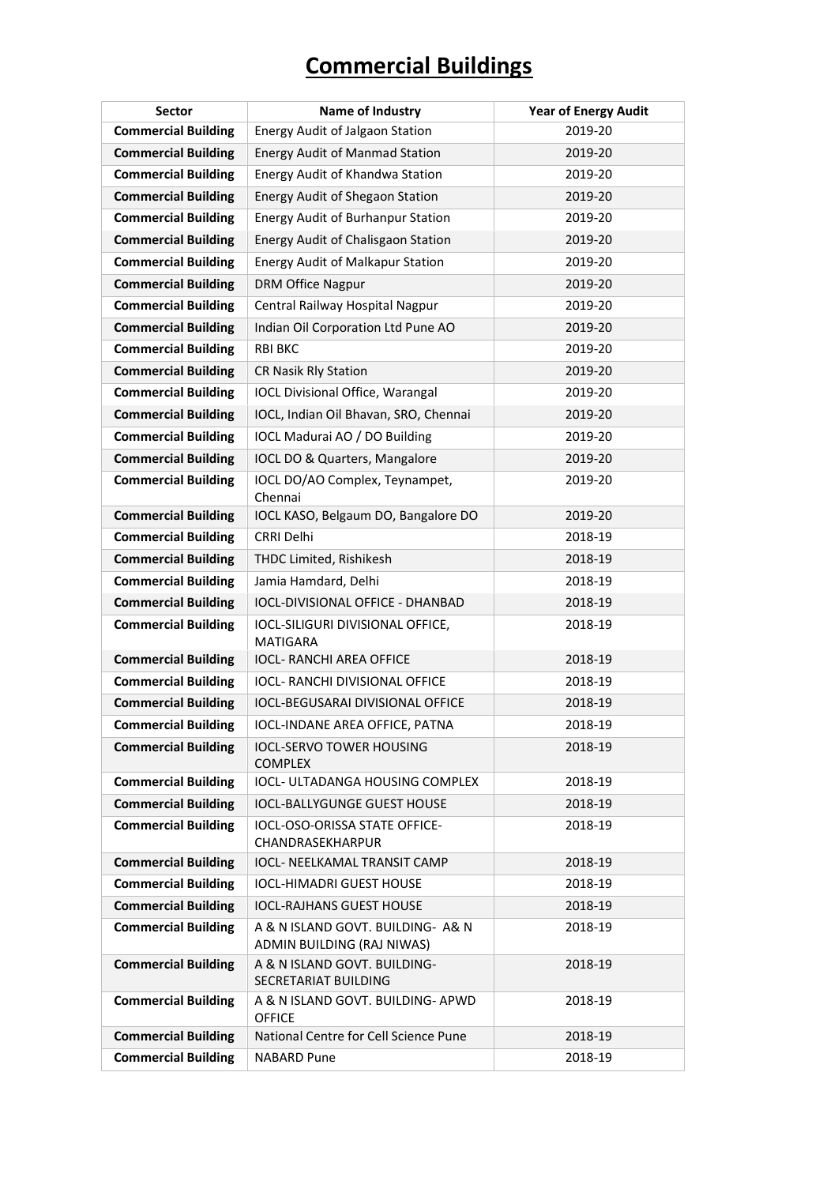# Commercial Buildings

| Sector | Name of Industry | Year of Energy Audit |
|---|---|---|
| **Commercial Building** | Energy Audit of Jalgaon Station | 2019-20 |
| **Commercial Building** | Energy Audit of Manmad Station | 2019-20 |
| **Commercial Building** | Energy Audit of Khandwa Station | 2019-20 |
| **Commercial Building** | Energy Audit of Shegaon Station | 2019-20 |
| **Commercial Building** | Energy Audit of Burhanpur Station | 2019-20 |
| **Commercial Building** | Energy Audit of Chalisgaon Station | 2019-20 |
| **Commercial Building** | Energy Audit of Malkapur Station | 2019-20 |
| **Commercial Building** | DRM Office Nagpur | 2019-20 |
| **Commercial Building** | Central Railway Hospital Nagpur | 2019-20 |
| **Commercial Building** | Indian Oil Corporation Ltd Pune AO | 2019-20 |
| **Commercial Building** | RBI BKC | 2019-20 |
| **Commercial Building** | CR Nasik Rly Station | 2019-20 |
| **Commercial Building** | IOCL Divisional Office, Warangal | 2019-20 |
| **Commercial Building** | IOCL, Indian Oil Bhavan, SRO, Chennai | 2019-20 |
| **Commercial Building** | IOCL Madurai AO / DO Building | 2019-20 |
| **Commercial Building** | IOCL DO & Quarters, Mangalore | 2019-20 |
| **Commercial Building** | IOCL DO/AO Complex, Teynampet, Chennai | 2019-20 |
| **Commercial Building** | IOCL KASO, Belgaum DO, Bangalore DO | 2019-20 |
| **Commercial Building** | CRRI Delhi | 2018-19 |
| **Commercial Building** | THDC Limited, Rishikesh | 2018-19 |
| **Commercial Building** | Jamia Hamdard, Delhi | 2018-19 |
| **Commercial Building** | IOCL-DIVISIONAL OFFICE - DHANBAD | 2018-19 |
| **Commercial Building** | IOCL-SILIGURI DIVISIONAL OFFICE, MATIGARA | 2018-19 |
| **Commercial Building** | IOCL- RANCHI AREA OFFICE | 2018-19 |
| **Commercial Building** | IOCL- RANCHI DIVISIONAL OFFICE | 2018-19 |
| **Commercial Building** | IOCL-BEGUSARAI DIVISIONAL OFFICE | 2018-19 |
| **Commercial Building** | IOCL-INDANE AREA OFFICE, PATNA | 2018-19 |
| **Commercial Building** | IOCL-SERVO TOWER HOUSING COMPLEX | 2018-19 |
| **Commercial Building** | IOCL- ULTADANGA HOUSING COMPLEX | 2018-19 |
| **Commercial Building** | IOCL-BALLYGUNGE GUEST HOUSE | 2018-19 |
| **Commercial Building** | IOCL-OSO-ORISSA STATE OFFICE-CHANDRASEKHARPUR | 2018-19 |
| **Commercial Building** | IOCL- NEELKAMAL TRANSIT CAMP | 2018-19 |
| **Commercial Building** | IOCL-HIMADRI GUEST HOUSE | 2018-19 |
| **Commercial Building** | IOCL-RAJHANS GUEST HOUSE | 2018-19 |
| **Commercial Building** | A & N ISLAND GOVT. BUILDING- A& N ADMIN BUILDING (RAJ NIWAS) | 2018-19 |
| **Commercial Building** | A & N ISLAND GOVT. BUILDING- SECRETARIAT BUILDING | 2018-19 |
| **Commercial Building** | A & N ISLAND GOVT. BUILDING- APWD OFFICE | 2018-19 |
| **Commercial Building** | National Centre for Cell Science Pune | 2018-19 |
| **Commercial Building** | NABARD Pune | 2018-19 |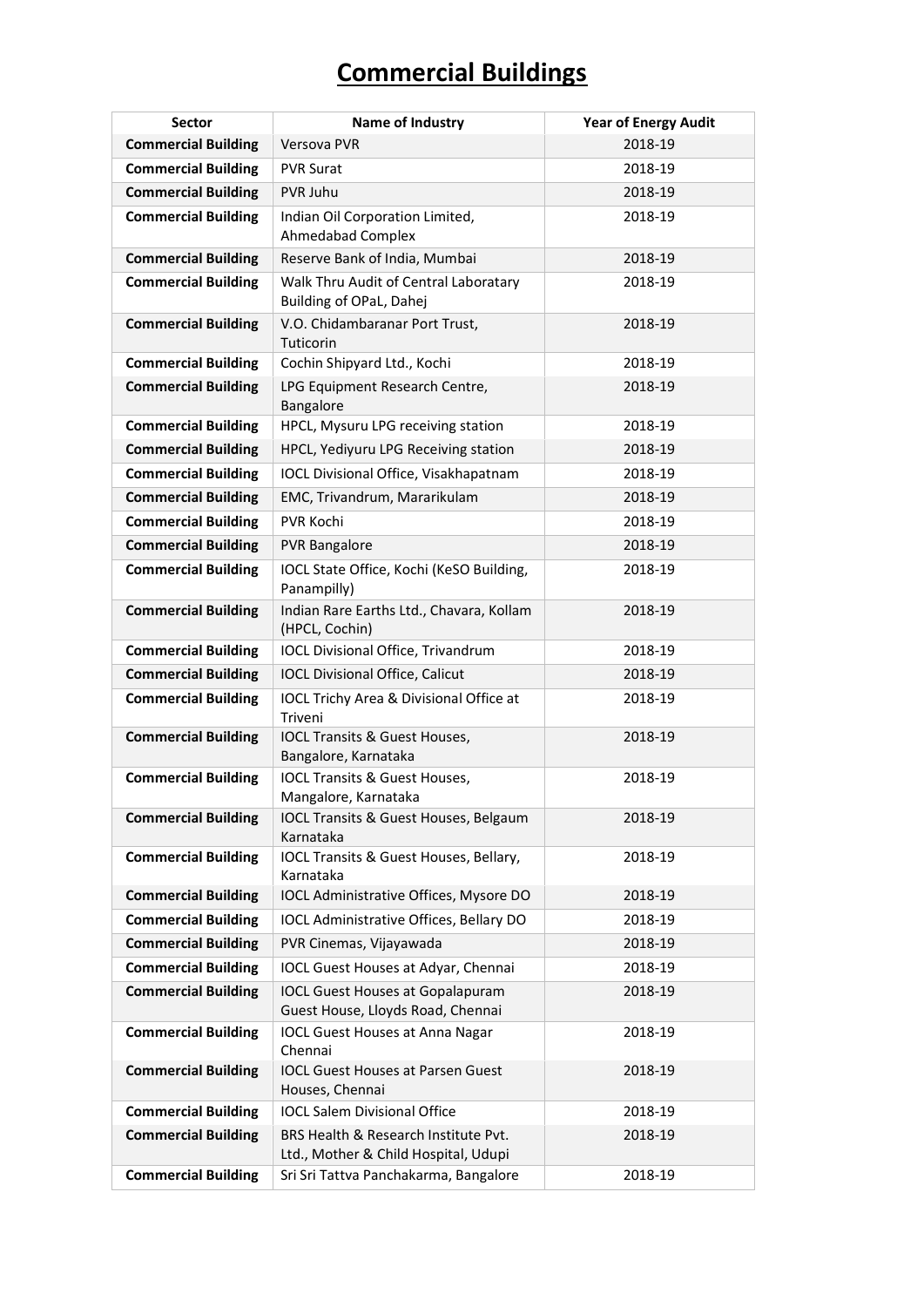# Commercial Buildings

| Sector | Name of Industry | Year of Energy Audit |
|---|---|---|
| **Commercial Building** | Versova PVR | 2018-19 |
| **Commercial Building** | PVR Surat | 2018-19 |
| **Commercial Building** | PVR Juhu | 2018-19 |
| **Commercial Building** | Indian Oil Corporation Limited, Ahmedabad Complex | 2018-19 |
| **Commercial Building** | Reserve Bank of India, Mumbai | 2018-19 |
| **Commercial Building** | Walk Thru Audit of Central Laboratary Building of OPaL, Dahej | 2018-19 |
| **Commercial Building** | V.O. Chidambaranar Port Trust, Tuticorin | 2018-19 |
| **Commercial Building** | Cochin Shipyard Ltd., Kochi | 2018-19 |
| **Commercial Building** | LPG Equipment Research Centre, Bangalore | 2018-19 |
| **Commercial Building** | HPCL, Mysuru LPG receiving station | 2018-19 |
| **Commercial Building** | HPCL, Yediyuru LPG Receiving station | 2018-19 |
| **Commercial Building** | IOCL Divisional Office, Visakhapatnam | 2018-19 |
| **Commercial Building** | EMC, Trivandrum, Mararikulam | 2018-19 |
| **Commercial Building** | PVR Kochi | 2018-19 |
| **Commercial Building** | PVR Bangalore | 2018-19 |
| **Commercial Building** | IOCL State Office, Kochi (KeSO Building, Panampilly) | 2018-19 |
| **Commercial Building** | Indian Rare Earths Ltd., Chavara, Kollam (HPCL, Cochin) | 2018-19 |
| **Commercial Building** | IOCL Divisional Office, Trivandrum | 2018-19 |
| **Commercial Building** | IOCL Divisional Office, Calicut | 2018-19 |
| **Commercial Building** | IOCL Trichy Area & Divisional Office at Triveni | 2018-19 |
| **Commercial Building** | IOCL Transits & Guest Houses, Bangalore, Karnataka | 2018-19 |
| **Commercial Building** | IOCL Transits & Guest Houses, Mangalore, Karnataka | 2018-19 |
| **Commercial Building** | IOCL Transits & Guest Houses, Belgaum Karnataka | 2018-19 |
| **Commercial Building** | IOCL Transits & Guest Houses, Bellary, Karnataka | 2018-19 |
| **Commercial Building** | IOCL Administrative Offices, Mysore DO | 2018-19 |
| **Commercial Building** | IOCL Administrative Offices, Bellary DO | 2018-19 |
| **Commercial Building** | PVR Cinemas, Vijayawada | 2018-19 |
| **Commercial Building** | IOCL Guest Houses at Adyar, Chennai | 2018-19 |
| **Commercial Building** | IOCL Guest Houses at Gopalapuram Guest House, Lloyds Road, Chennai | 2018-19 |
| **Commercial Building** | IOCL Guest Houses at Anna Nagar Chennai | 2018-19 |
| **Commercial Building** | IOCL Guest Houses at Parsen Guest Houses, Chennai | 2018-19 |
| **Commercial Building** | IOCL Salem Divisional Office | 2018-19 |
| **Commercial Building** | BRS Health & Research Institute Pvt. Ltd., Mother & Child Hospital, Udupi | 2018-19 |
| **Commercial Building** | Sri Sri Tattva Panchakarma, Bangalore | 2018-19 |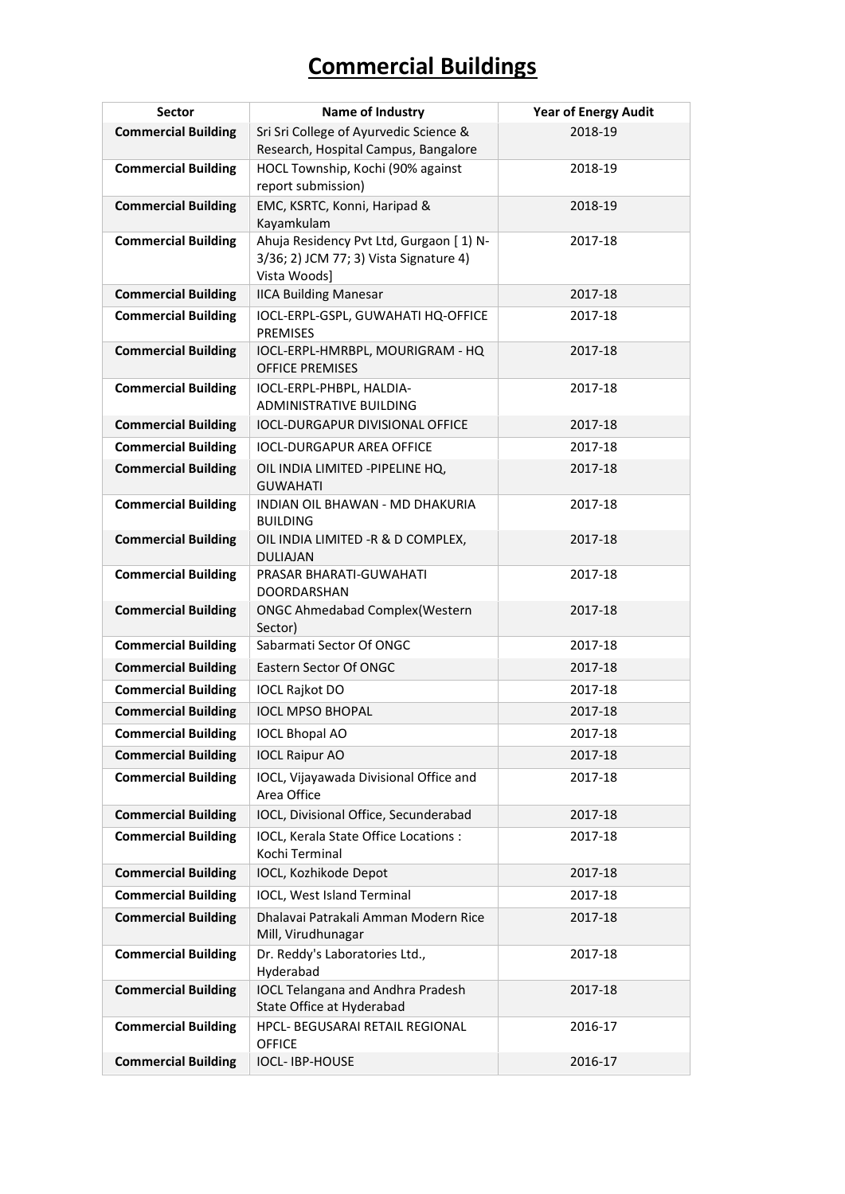# Commercial Buildings

| Sector | Name of Industry | Year of Energy Audit |
|---|---|---|
| **Commercial Building** | Sri Sri College of Ayurvedic Science & Research, Hospital Campus, Bangalore | 2018-19 |
| **Commercial Building** | HOCL Township, Kochi (90% against report submission) | 2018-19 |
| **Commercial Building** | EMC, KSRTC, Konni, Haripad & Kayamkulam | 2018-19 |
| **Commercial Building** | Ahuja Residency Pvt Ltd, Gurgaon [ 1) N-3/36; 2) JCM 77; 3) Vista Signature 4) Vista Woods] | 2017-18 |
| **Commercial Building** | IICA Building Manesar | 2017-18 |
| **Commercial Building** | IOCL-ERPL-GSPL, GUWAHATI HQ-OFFICE PREMISES | 2017-18 |
| **Commercial Building** | IOCL-ERPL-HMRBPL, MOURIGRAM - HQ OFFICE PREMISES | 2017-18 |
| **Commercial Building** | IOCL-ERPL-PHBPL, HALDIA-ADMINISTRATIVE BUILDING | 2017-18 |
| **Commercial Building** | IOCL-DURGAPUR DIVISIONAL OFFICE | 2017-18 |
| **Commercial Building** | IOCL-DURGAPUR AREA OFFICE | 2017-18 |
| **Commercial Building** | OIL INDIA LIMITED -PIPELINE HQ, GUWAHATI | 2017-18 |
| **Commercial Building** | INDIAN OIL BHAWAN - MD DHAKURIA BUILDING | 2017-18 |
| **Commercial Building** | OIL INDIA LIMITED -R & D COMPLEX, DULIAJAN | 2017-18 |
| **Commercial Building** | PRASAR BHARATI-GUWAHATI DOORDARSHAN | 2017-18 |
| **Commercial Building** | ONGC Ahmedabad Complex(Western Sector) | 2017-18 |
| **Commercial Building** | Sabarmati Sector Of ONGC | 2017-18 |
| **Commercial Building** | Eastern Sector Of ONGC | 2017-18 |
| **Commercial Building** | IOCL Rajkot DO | 2017-18 |
| **Commercial Building** | IOCL MPSO BHOPAL | 2017-18 |
| **Commercial Building** | IOCL Bhopal AO | 2017-18 |
| **Commercial Building** | IOCL Raipur AO | 2017-18 |
| **Commercial Building** | IOCL, Vijayawada Divisional Office and Area Office | 2017-18 |
| **Commercial Building** | IOCL, Divisional Office, Secunderabad | 2017-18 |
| **Commercial Building** | IOCL, Kerala State Office Locations : Kochi Terminal | 2017-18 |
| **Commercial Building** | IOCL, Kozhikode Depot | 2017-18 |
| **Commercial Building** | IOCL, West Island Terminal | 2017-18 |
| **Commercial Building** | Dhalavai Patrakali Amman Modern Rice Mill, Virudhunagar | 2017-18 |
| **Commercial Building** | Dr. Reddy's Laboratories Ltd., Hyderabad | 2017-18 |
| **Commercial Building** | IOCL Telangana and Andhra Pradesh State Office at Hyderabad | 2017-18 |
| **Commercial Building** | HPCL- BEGUSARAI RETAIL REGIONAL OFFICE | 2016-17 |
| **Commercial Building** | IOCL- IBP-HOUSE | 2016-17 |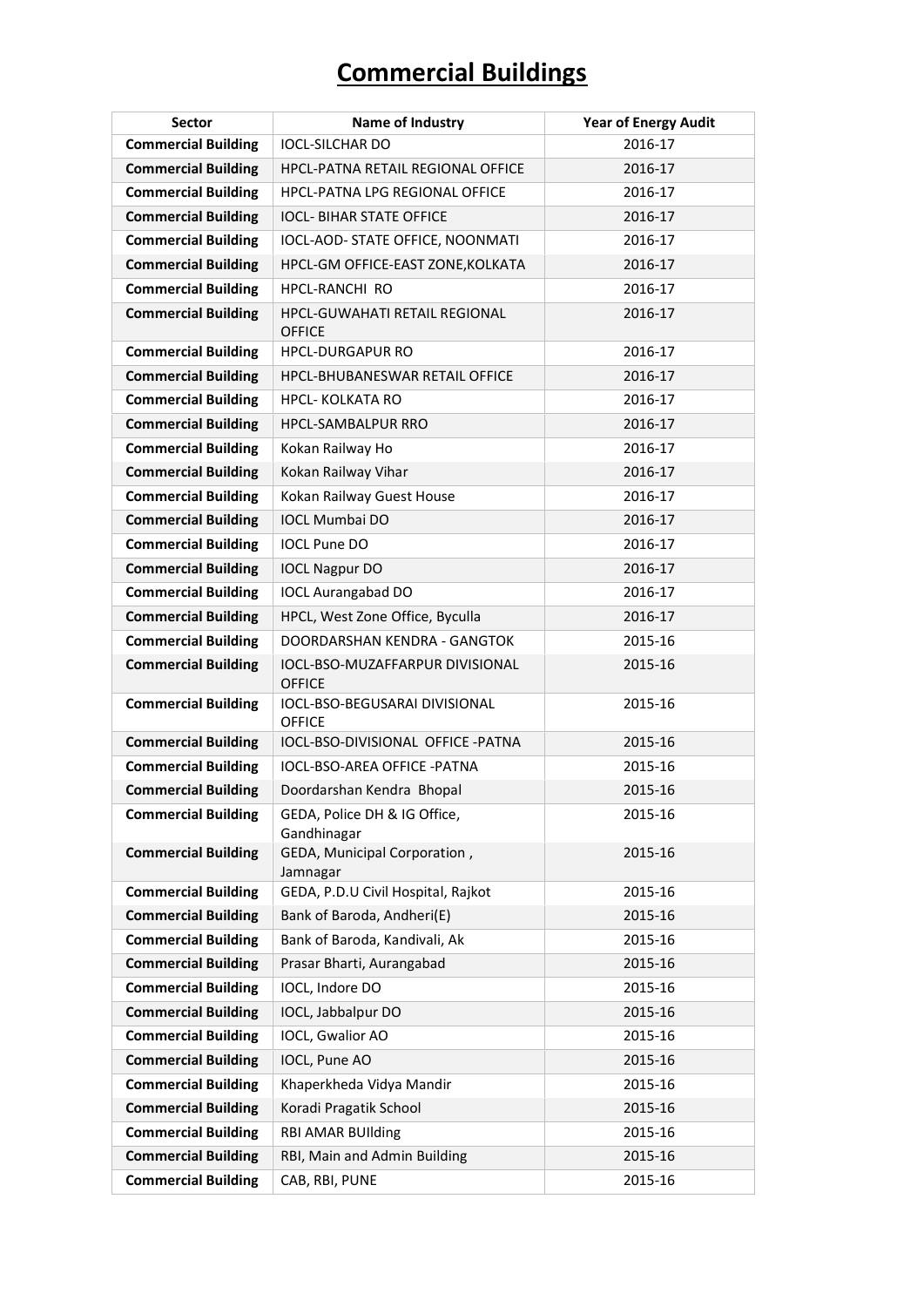# Commercial Buildings

| Sector | Name of Industry | Year of Energy Audit |
|---|---|---|
| **Commercial Building** | IOCL-SILCHAR DO | 2016-17 |
| **Commercial Building** | HPCL-PATNA RETAIL REGIONAL OFFICE | 2016-17 |
| **Commercial Building** | HPCL-PATNA LPG REGIONAL OFFICE | 2016-17 |
| **Commercial Building** | IOCL- BIHAR STATE OFFICE | 2016-17 |
| **Commercial Building** | IOCL-AOD- STATE OFFICE, NOONMATI | 2016-17 |
| **Commercial Building** | HPCL-GM OFFICE-EAST ZONE,KOLKATA | 2016-17 |
| **Commercial Building** | HPCL-RANCHI RO | 2016-17 |
| **Commercial Building** | HPCL-GUWAHATI RETAIL REGIONAL OFFICE | 2016-17 |
| **Commercial Building** | HPCL-DURGAPUR RO | 2016-17 |
| **Commercial Building** | HPCL-BHUBANESWAR RETAIL OFFICE | 2016-17 |
| **Commercial Building** | HPCL- KOLKATA RO | 2016-17 |
| **Commercial Building** | HPCL-SAMBALPUR RRO | 2016-17 |
| **Commercial Building** | Kokan Railway Ho | 2016-17 |
| **Commercial Building** | Kokan Railway Vihar | 2016-17 |
| **Commercial Building** | Kokan Railway Guest House | 2016-17 |
| **Commercial Building** | IOCL Mumbai DO | 2016-17 |
| **Commercial Building** | IOCL Pune DO | 2016-17 |
| **Commercial Building** | IOCL Nagpur DO | 2016-17 |
| **Commercial Building** | IOCL Aurangabad DO | 2016-17 |
| **Commercial Building** | HPCL, West Zone Office, Byculla | 2016-17 |
| **Commercial Building** | DOORDARSHAN KENDRA - GANGTOK | 2015-16 |
| **Commercial Building** | IOCL-BSO-MUZAFFARPUR DIVISIONAL OFFICE | 2015-16 |
| **Commercial Building** | IOCL-BSO-BEGUSARAI DIVISIONAL OFFICE | 2015-16 |
| **Commercial Building** | IOCL-BSO-DIVISIONAL OFFICE -PATNA | 2015-16 |
| **Commercial Building** | IOCL-BSO-AREA OFFICE -PATNA | 2015-16 |
| **Commercial Building** | Doordarshan Kendra Bhopal | 2015-16 |
| **Commercial Building** | GEDA, Police DH & IG Office, Gandhinagar | 2015-16 |
| **Commercial Building** | GEDA, Municipal Corporation , Jamnagar | 2015-16 |
| **Commercial Building** | GEDA, P.D.U Civil Hospital, Rajkot | 2015-16 |
| **Commercial Building** | Bank of Baroda, Andheri(E) | 2015-16 |
| **Commercial Building** | Bank of Baroda, Kandivali, Ak | 2015-16 |
| **Commercial Building** | Prasar Bharti, Aurangabad | 2015-16 |
| **Commercial Building** | IOCL, Indore DO | 2015-16 |
| **Commercial Building** | IOCL, Jabbalpur DO | 2015-16 |
| **Commercial Building** | IOCL, Gwalior AO | 2015-16 |
| **Commercial Building** | IOCL, Pune AO | 2015-16 |
| **Commercial Building** | Khaperkheda Vidya Mandir | 2015-16 |
| **Commercial Building** | Koradi Pragatik School | 2015-16 |
| **Commercial Building** | RBI AMAR BUIlding | 2015-16 |
| **Commercial Building** | RBI, Main and Admin Building | 2015-16 |
| **Commercial Building** | CAB, RBI, PUNE | 2015-16 |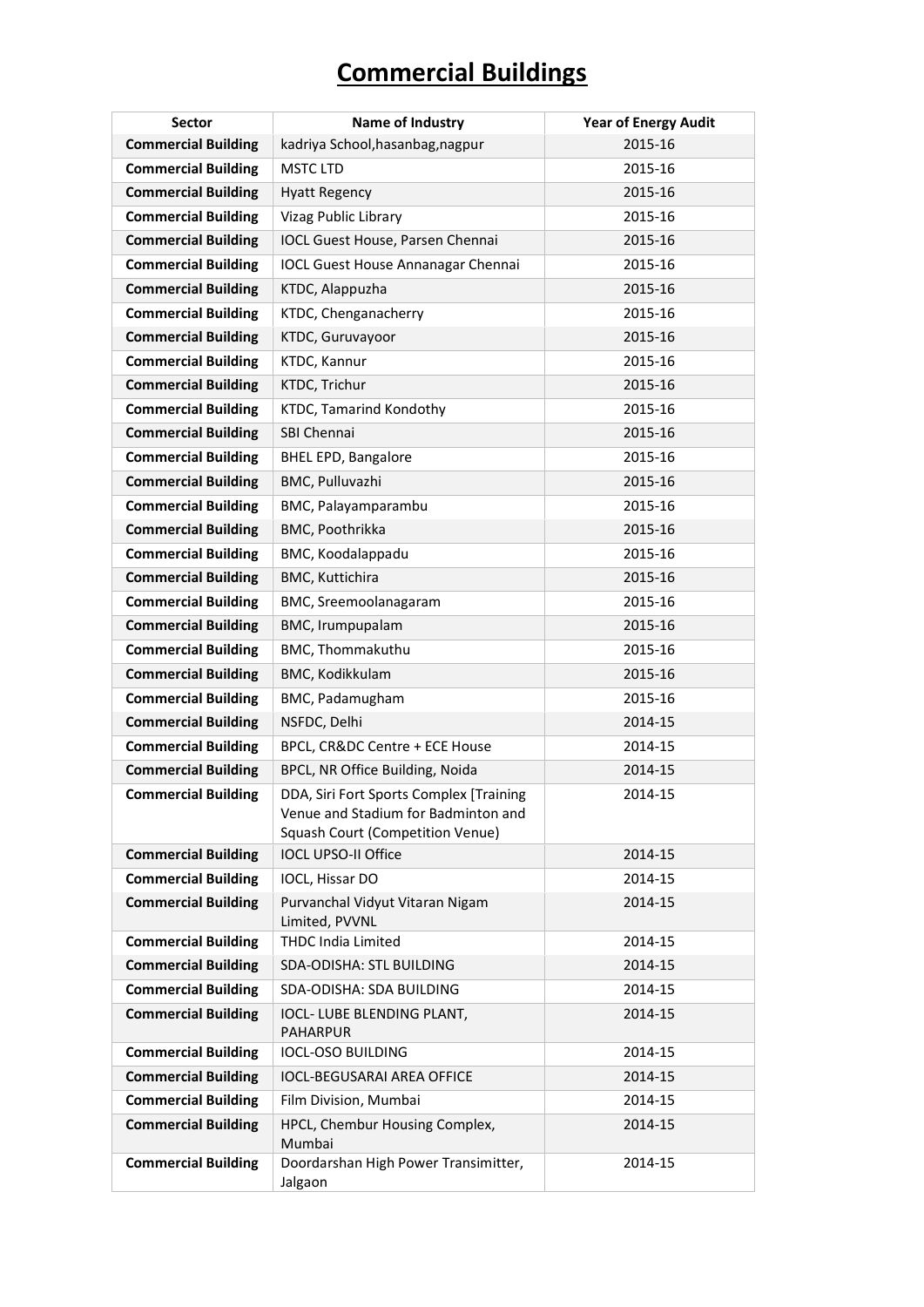# Commercial Buildings

| Sector | Name of Industry | Year of Energy Audit |
|---|---|---|
| **Commercial Building** | kadriya School,hasanbag,nagpur | 2015-16 |
| **Commercial Building** | MSTC LTD | 2015-16 |
| **Commercial Building** | Hyatt Regency | 2015-16 |
| **Commercial Building** | Vizag Public Library | 2015-16 |
| **Commercial Building** | IOCL Guest House, Parsen Chennai | 2015-16 |
| **Commercial Building** | IOCL Guest House Annanagar Chennai | 2015-16 |
| **Commercial Building** | KTDC, Alappuzha | 2015-16 |
| **Commercial Building** | KTDC, Chenganacherry | 2015-16 |
| **Commercial Building** | KTDC, Guruvayoor | 2015-16 |
| **Commercial Building** | KTDC, Kannur | 2015-16 |
| **Commercial Building** | KTDC, Trichur | 2015-16 |
| **Commercial Building** | KTDC, Tamarind Kondothy | 2015-16 |
| **Commercial Building** | SBI Chennai | 2015-16 |
| **Commercial Building** | BHEL EPD, Bangalore | 2015-16 |
| **Commercial Building** | BMC, Pulluvazhi | 2015-16 |
| **Commercial Building** | BMC, Palayamparambu | 2015-16 |
| **Commercial Building** | BMC, Poothrikka | 2015-16 |
| **Commercial Building** | BMC, Koodalappadu | 2015-16 |
| **Commercial Building** | BMC, Kuttichira | 2015-16 |
| **Commercial Building** | BMC, Sreemoolanagaram | 2015-16 |
| **Commercial Building** | BMC, Irumpupalam | 2015-16 |
| **Commercial Building** | BMC, Thommakuthu | 2015-16 |
| **Commercial Building** | BMC, Kodikkulam | 2015-16 |
| **Commercial Building** | BMC, Padamugham | 2015-16 |
| **Commercial Building** | NSFDC, Delhi | 2014-15 |
| **Commercial Building** | BPCL, CR&DC Centre + ECE House | 2014-15 |
| **Commercial Building** | BPCL, NR Office Building, Noida | 2014-15 |
| **Commercial Building** | DDA, Siri Fort Sports Complex [Training Venue and Stadium for Badminton and Squash Court (Competition Venue) | 2014-15 |
| **Commercial Building** | IOCL UPSO-II Office | 2014-15 |
| **Commercial Building** | IOCL, Hissar DO | 2014-15 |
| **Commercial Building** | Purvanchal Vidyut Vitaran Nigam Limited, PVVNL | 2014-15 |
| **Commercial Building** | THDC India Limited | 2014-15 |
| **Commercial Building** | SDA-ODISHA: STL BUILDING | 2014-15 |
| **Commercial Building** | SDA-ODISHA: SDA BUILDING | 2014-15 |
| **Commercial Building** | IOCL- LUBE BLENDING PLANT, PAHARPUR | 2014-15 |
| **Commercial Building** | IOCL-OSO BUILDING | 2014-15 |
| **Commercial Building** | IOCL-BEGUSARAI AREA OFFICE | 2014-15 |
| **Commercial Building** | Film Division, Mumbai | 2014-15 |
| **Commercial Building** | HPCL, Chembur Housing Complex, Mumbai | 2014-15 |
| **Commercial Building** | Doordarshan High Power Transimitter, Jalgaon | 2014-15 |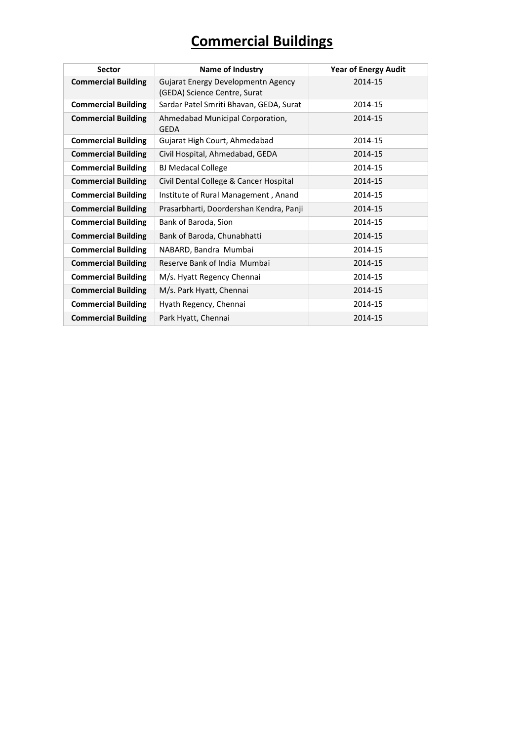# Commercial Buildings

| Sector | Name of Industry | Year of Energy Audit |
|---|---|---|
| **Commercial Building** | Gujarat Energy Developmentn Agency (GEDA) Science Centre, Surat | 2014-15 |
| **Commercial Building** | Sardar Patel Smriti Bhavan, GEDA, Surat | 2014-15 |
| **Commercial Building** | Ahmedabad Municipal Corporation, GEDA | 2014-15 |
| **Commercial Building** | Gujarat High Court, Ahmedabad | 2014-15 |
| **Commercial Building** | Civil Hospital, Ahmedabad, GEDA | 2014-15 |
| **Commercial Building** | BJ Medacal College | 2014-15 |
| **Commercial Building** | Civil Dental College & Cancer Hospital | 2014-15 |
| **Commercial Building** | Institute of Rural Management , Anand | 2014-15 |
| **Commercial Building** | Prasarbharti, Doordershan Kendra, Panji | 2014-15 |
| **Commercial Building** | Bank of Baroda, Sion | 2014-15 |
| **Commercial Building** | Bank of Baroda, Chunabhatti | 2014-15 |
| **Commercial Building** | NABARD, Bandra Mumbai | 2014-15 |
| **Commercial Building** | Reserve Bank of India Mumbai | 2014-15 |
| **Commercial Building** | M/s. Hyatt Regency Chennai | 2014-15 |
| **Commercial Building** | M/s. Park Hyatt, Chennai | 2014-15 |
| **Commercial Building** | Hyath Regency, Chennai | 2014-15 |
| **Commercial Building** | Park Hyatt, Chennai | 2014-15 |